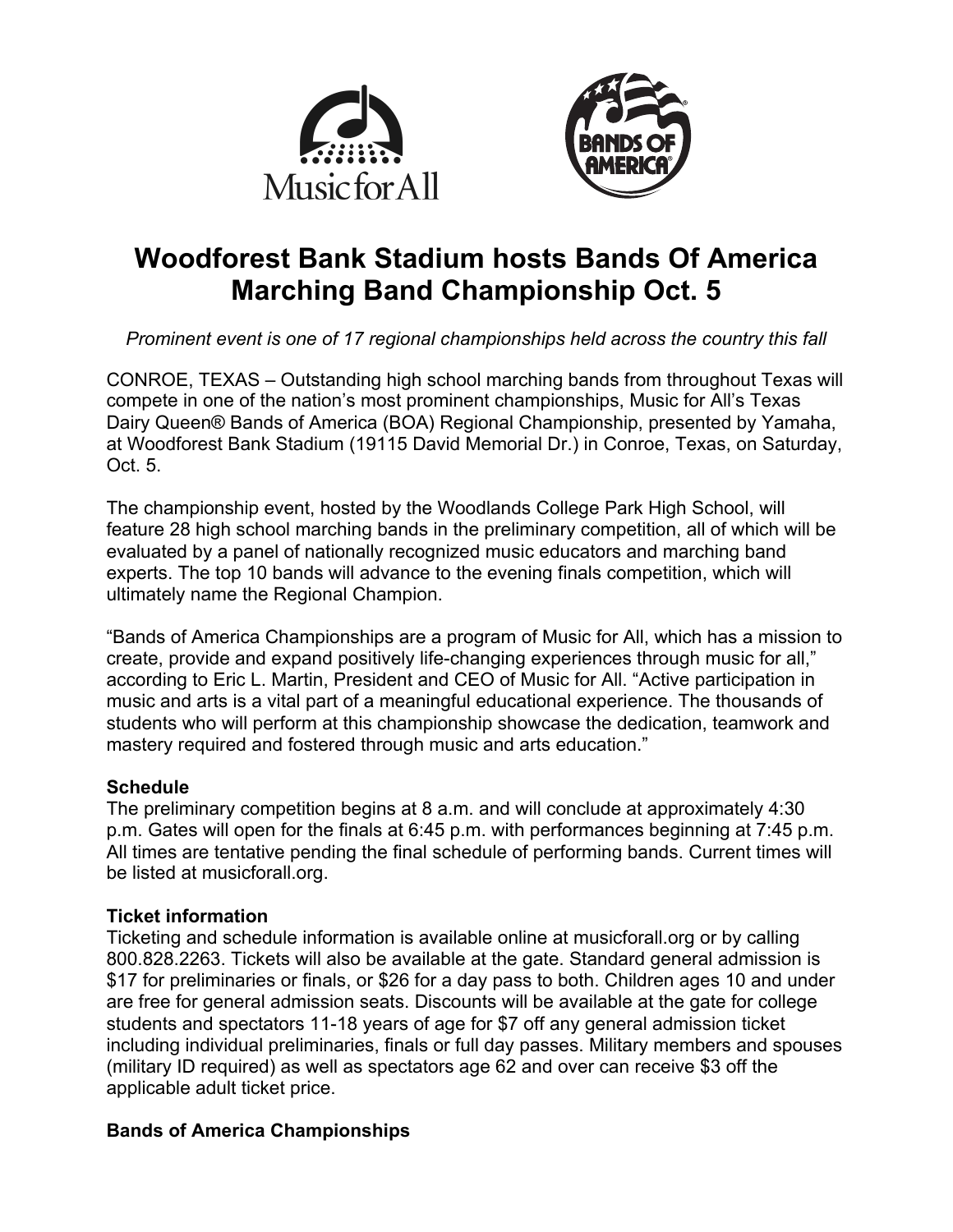# Woodforest Bank Stadium hosts Bands Of America Marching Band Championship Oct. 5

*Prominent event is one of 17 regional championships held across the country this fall*

CONROE, TEXAS – Outstanding high school marching bands from throughout Texas will compete in one of the nation's most prominent championships, Music for All's Texas Dairy Queen® Bands of America (BOA) Regional Championship, presented by Yamaha, at Woodforest Bank Stadium (19115 David Memorial Dr.) in Conroe, Texas, on Saturday, Oct. 5.

The championship event, hosted by the Woodlands College Park High School, will feature 28 high school marching bands in the preliminary competition, all of which will be evaluated by a panel of nationally recognized music educators and marching band experts. The top 10 bands will advance to the evening finals competition, which will ultimately name the Regional Champion.

"Bands of America Championships are a program of Music for All, which has a mission to create, provide and expand positively life-changing experiences through music for all," according to Eric L. Martin, President and CEO of Music for All. "Active participation in music and arts is a vital part of a meaningful educational experience. The thousands of students who will perform at this championship showcase the dedication, teamwork and mastery required and fostered through music and arts education."

**Schedule**

The preliminary competition begins at 8 a.m. and will conclude at approximately 4:30 p.m. Gates will open for the finals at 6:45 p.m. with performances beginning at 7:45 p.m. All times are tentative pending the final schedule of performing bands. Current times will be listed at musicforall.org.

**Ticket information**

Ticketing and schedule information is available online at musicforall.org or by calling 800.828.2263. Tickets will also be available at the gate. Standard general admission is $17 for preliminaries or finals, or $26 for a day pass to both. Children ages 10 and under are free for general admission seats. Discounts will be available at the gate for college students and spectators 11-18 years of age for $7 off any general admission ticket including individual preliminaries, finals or full day passes. Military members and spouses (military ID required) as well as spectators age 62 and over can receive $3 off the applicable adult ticket price.

**Bands of America Championships**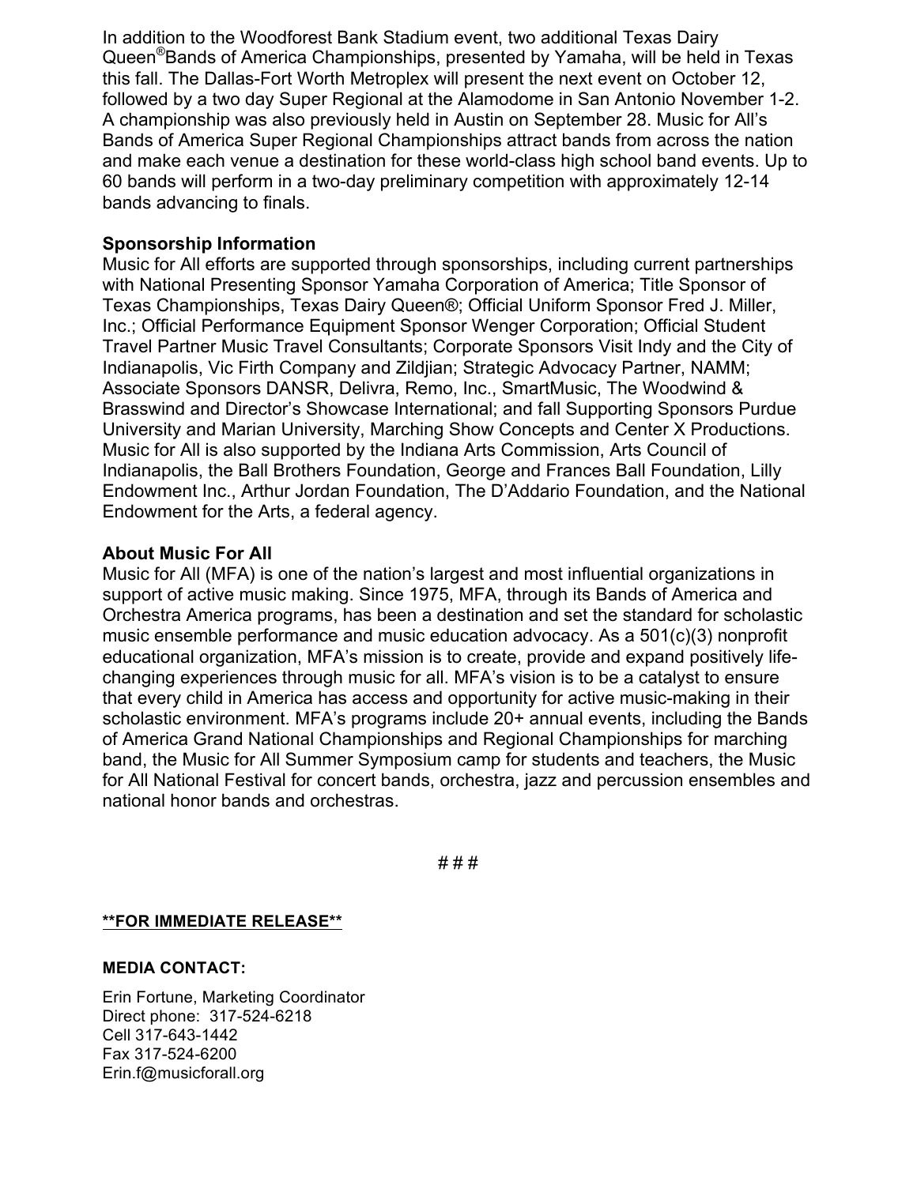In addition to the Woodforest Bank Stadium event, two additional Texas Dairy Queen® Bands of America Championships, presented by Yamaha, will be held in Texas this fall. The Dallas-Fort Worth Metroplex will present the next event on October 12, followed by a two day Super Regional at the Alamodome in San Antonio November 1-2. A championship was also previously held in Austin on September 28. Music for All's Bands of America Super Regional Championships attract bands from across the nation and make each venue a destination for these world-class high school band events. Up to 60 bands will perform in a two-day preliminary competition with approximately 12-14 bands advancing to finals.

**Sponsorship Information**

Music for All efforts are supported through sponsorships, including current partnerships with National Presenting Sponsor Yamaha Corporation of America; Title Sponsor of Texas Championships, Texas Dairy Queen®; Official Uniform Sponsor Fred J. Miller, Inc.; Official Performance Equipment Sponsor Wenger Corporation; Official Student Travel Partner Music Travel Consultants; Corporate Sponsors Visit Indy and the City of Indianapolis, Vic Firth Company and Zildjian; Strategic Advocacy Partner, NAMM; Associate Sponsors DANSR, Delivra, Remo, Inc., SmartMusic, The Woodwind & Brasswind and Director's Showcase International; and fall Supporting Sponsors Purdue University and Marian University, Marching Show Concepts and Center X Productions. Music for All is also supported by the Indiana Arts Commission, Arts Council of Indianapolis, the Ball Brothers Foundation, George and Frances Ball Foundation, Lilly Endowment Inc., Arthur Jordan Foundation, The D'Addario Foundation, and the National Endowment for the Arts, a federal agency.

**About Music For All**

Music for All (MFA) is one of the nation's largest and most influential organizations in support of active music making. Since 1975, MFA, through its Bands of America and Orchestra America programs, has been a destination and set the standard for scholastic music ensemble performance and music education advocacy. As a 501(c)(3) nonprofit educational organization, MFA's mission is to create, provide and expand positively life-changing experiences through music for all. MFA's vision is to be a catalyst to ensure that every child in America has access and opportunity for active music-making in their scholastic environment. MFA's programs include 20+ annual events, including the Bands of America Grand National Championships and Regional Championships for marching band, the Music for All Summer Symposium camp for students and teachers, the Music for All National Festival for concert bands, orchestra, jazz and percussion ensembles and national honor bands and orchestras.

# # #

**<u>**FOR IMMEDIATE RELEASE**</u>**

**MEDIA CONTACT:**

Erin Fortune, Marketing Coordinator
Direct phone: 317-524-6218
Cell 317-643-1442
Fax 317-524-6200
Erin.f@musicforall.org